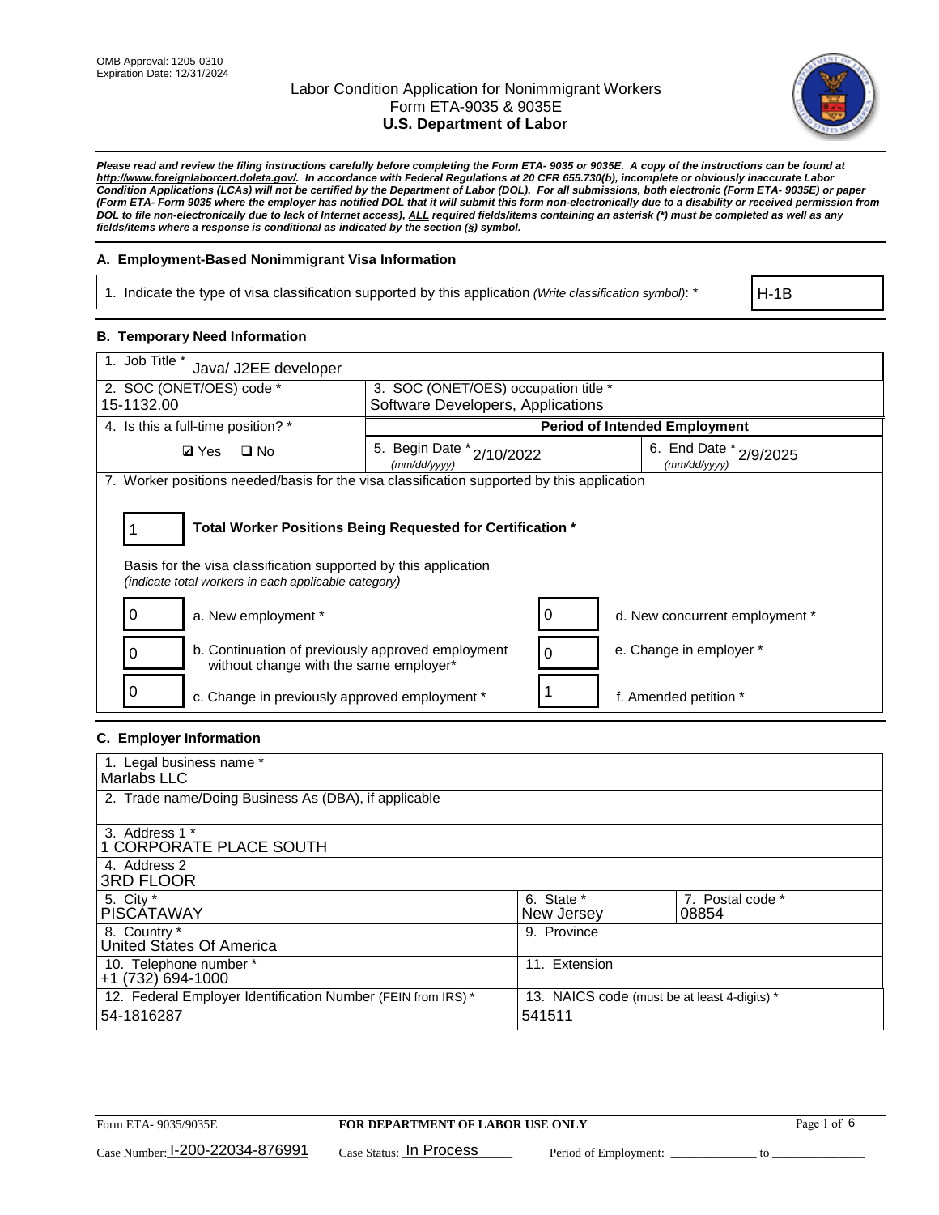OMB Approval: 1205-0310
Expiration Date: 12/31/2024

# Labor Condition Application for Nonimmigrant Workers
## Form ETA-9035 & 9035E
## U.S. Department of Labor

***Please read and review the filing instructions carefully before completing the Form ETA- 9035 or 9035E. A copy of the instructions can be found at http://www.foreignlaborcert.doleta.gov/. In accordance with Federal Regulations at 20 CFR 655.730(b), incomplete or obviously inaccurate Labor Condition Applications (LCAs) will not be certified by the Department of Labor (DOL). For all submissions, both electronic (Form ETA- 9035E) or paper (Form ETA- Form 9035 where the employer has notified DOL that it will submit this form non-electronically due to a disability or received permission from DOL to file non-electronically due to lack of Internet access), ALL required fields/items containing an asterisk (*) must be completed as well as any fields/items where a response is conditional as indicated by the section (§) symbol.***

### A. Employment-Based Nonimmigrant Visa Information

| 1. Indicate the type of visa classification supported by this application *(Write classification symbol)*: * | H-1B |
|---|---|

### B. Temporary Need Information

| 1. Job Title * Java/ J2EE developer | | |
|---|---|---|
| 2. SOC (ONET/OES) code * 15-1132.00 | 3. SOC (ONET/OES) occupation title * Software Developers, Applications | |
| 4. Is this a full-time position? * | **Period of Intended Employment** | |
| ☑ Yes ☐ No | 5. Begin Date * *(mm/dd/yyyy)* 2/10/2022 | 6. End Date * *(mm/dd/yyyy)* 2/9/2025 |

7. Worker positions needed/basis for the visa classification supported by this application

1 **Total Worker Positions Being Requested for Certification ***

Basis for the visa classification supported by this application
*(indicate total workers in each applicable category)*

| | | | |
|---|---|---|---|
| 0 | a. New employment * | 0 | d. New concurrent employment * |
| 0 | b. Continuation of previously approved employment without change with the same employer* | 0 | e. Change in employer * |
| 0 | c. Change in previously approved employment * | 1 | f. Amended petition * |

### C. Employer Information

| | | |
|---|---|---|
| 1. Legal business name * Marlabs LLC | | |
| 2. Trade name/Doing Business As (DBA), if applicable | | |
| 3. Address 1 * 1 CORPORATE PLACE SOUTH | | |
| 4. Address 2 3RD FLOOR | | |
| 5. City * PISCATAWAY | 6. State * New Jersey | 7. Postal code * 08854 |
| 8. Country * United States Of America | 9. Province | |
| 10. Telephone number * +1 (732) 694-1000 | 11. Extension | |
| 12. Federal Employer Identification Number (FEIN from IRS) * 54-1816287 | 13. NAICS code (must be at least 4-digits) * 541511 | |

Form ETA- 9035/9035E **FOR DEPARTMENT OF LABOR USE ONLY**

Case Number: I-200-22034-876991 Case Status: In Process Period of Employment: _____________ to _____________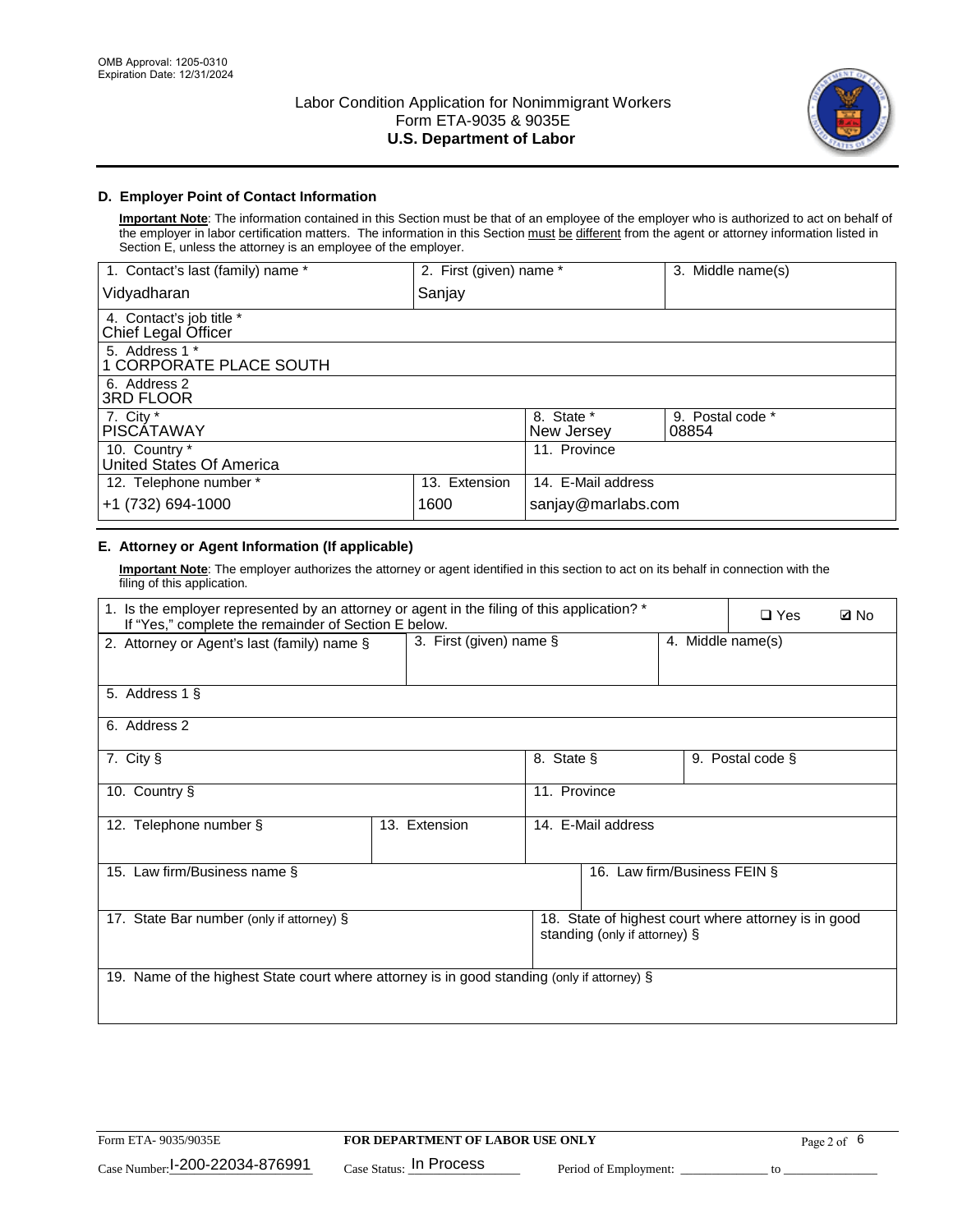OMB Approval: 1205-0310
Expiration Date: 12/31/2024

# Labor Condition Application for Nonimmigrant Workers
## Form ETA-9035 & 9035E
## U.S. Department of Labor

### D. Employer Point of Contact Information

**Important Note**: The information contained in this Section must be that of an employee of the employer who is authorized to act on behalf of the employer in labor certification matters. The information in this Section must be different from the agent or attorney information listed in Section E, unless the attorney is an employee of the employer.

| 1. Contact's last (family) name * | 2. First (given) name * | 3. Middle name(s) |
|---|---|---|
| Vidyadharan | Sanjay | |

| 4. Contact's job title * |
|---|
| Chief Legal Officer |
| 5. Address 1 * |
| 1 CORPORATE PLACE SOUTH |
| 6. Address 2 |
| 3RD FLOOR |

| 7. City * | 8. State * | 9. Postal code * |
|---|---|---|
| PISCATAWAY | New Jersey | 08854 |
| 10. Country * | 11. Province | |
| United States Of America | | |

| 12. Telephone number * | 13. Extension | 14. E-Mail address |
|---|---|---|
| +1 (732) 694-1000 | 1600 | sanjay@marlabs.com |

### E. Attorney or Agent Information (If applicable)

**Important Note**: The employer authorizes the attorney or agent identified in this section to act on its behalf in connection with the filing of this application.

1. Is the employer represented by an attorney or agent in the filing of this application? * If "Yes," complete the remainder of Section E below. ☐ Yes ☑ No

| 2. Attorney or Agent's last (family) name § | 3. First (given) name § | 4. Middle name(s) |
|---|---|---|
| | | |

| 5. Address 1 § |
|---|
| |
| 6. Address 2 |
| |

| 7. City § | 8. State § | 9. Postal code § |
|---|---|---|
| | | |
| 10. Country § | 11. Province | |
| | | |

| 12. Telephone number § | 13. Extension | 14. E-Mail address |
|---|---|---|
| | | |

| 15. Law firm/Business name § | 16. Law firm/Business FEIN § |
|---|---|
| | |
| 17. State Bar number (only if attorney) § | 18. State of highest court where attorney is in good standing (only if attorney) § |
| | |

| 19. Name of the highest State court where attorney is in good standing (only if attorney) § |
|---|
| |

Form ETA- 9035/9035E | FOR DEPARTMENT OF LABOR USE ONLY

Case Number: I-200-22034-876991 Case Status: In Process Period of Employment: _____________ to _____________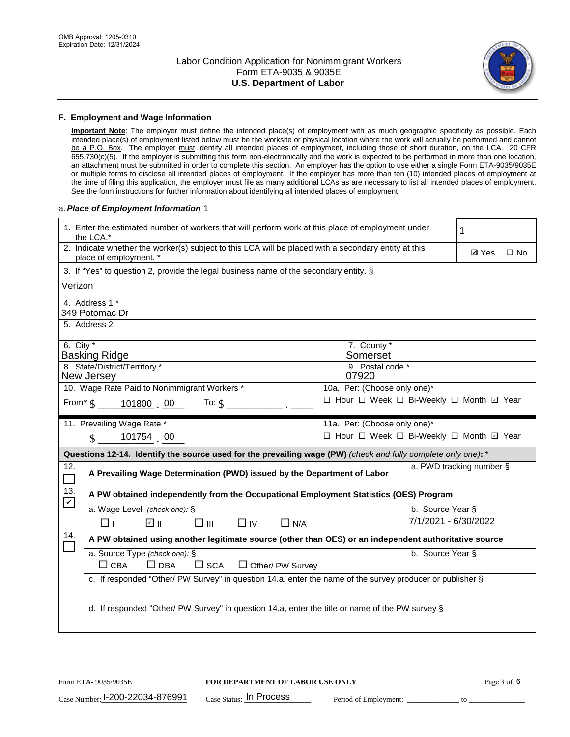OMB Approval: 1205-0310
Expiration Date: 12/31/2024

# Labor Condition Application for Nonimmigrant Workers
## Form ETA-9035 & 9035E
## U.S. Department of Labor

### F. Employment and Wage Information

**Important Note**: The employer must define the intended place(s) of employment with as much geographic specificity as possible. Each intended place(s) of employment listed below must be the worksite or physical location where the work will actually be performed and cannot be a P.O. Box. The employer must identify all intended places of employment, including those of short duration, on the LCA. 20 CFR 655.730(c)(5). If the employer is submitting this form non-electronically and the work is expected to be performed in more than one location, an attachment must be submitted in order to complete this section. An employer has the option to use either a single Form ETA-9035/9035E or multiple forms to disclose all intended places of employment. If the employer has more than ten (10) intended places of employment at the time of filing this application, the employer must file as many additional LCAs as are necessary to list all intended places of employment. See the form instructions for further information about identifying all intended places of employment.

a. ***Place of Employment Information*** 1

1. Enter the estimated number of workers that will perform work at this place of employment under the LCA.* **1**

2. Indicate whether the worker(s) subject to this LCA will be placed with a secondary entity at this place of employment. * ☑ Yes ☐ No

3. If "Yes" to question 2, provide the legal business name of the secondary entity. §
Verizon

4. Address 1 *
349 Potomac Dr

5. Address 2

6. City *
Basking Ridge

7. County *
Somerset

8. State/District/Territory *
New Jersey

9. Postal code *
07920

10. Wage Rate Paid to Nonimmigrant Workers *
From* $ 101800 . 00 To: $ ________ . ____

10a. Per: (Choose only one)*
☐ Hour ☐ Week ☐ Bi-Weekly ☐ Month ☑ Year

11. Prevailing Wage Rate *
$ 101754 . 00

11a. Per: (Choose only one)*
☐ Hour ☐ Week ☐ Bi-Weekly ☐ Month ☑ Year

**Questions 12-14. Identify the source used for the prevailing wage (PW)** *(check and fully complete only one)*: *

12. ☐ **A Prevailing Wage Determination (PWD) issued by the Department of Labor**
a. PWD tracking number §

13. ☑ **A PW obtained independently from the Occupational Employment Statistics (OES) Program**
a. Wage Level *(check one)*: § ☐ I ☑ II ☐ III ☐ IV ☐ N/A
b. Source Year § 7/1/2021 - 6/30/2022

14. ☐ **A PW obtained using another legitimate source (other than OES) or an independent authoritative source**
a. Source Type *(check one)*: § ☐ CBA ☐ DBA ☐ SCA ☐ Other/ PW Survey
b. Source Year §
c. If responded "Other/ PW Survey" in question 14.a, enter the name of the survey producer or publisher §
d. If responded "Other/ PW Survey" in question 14.a, enter the title or name of the PW survey §

Form ETA- 9035/9035E | FOR DEPARTMENT OF LABOR USE ONLY

Case Number: I-200-22034-876991 Case Status: In Process Period of Employment: ____________ to ____________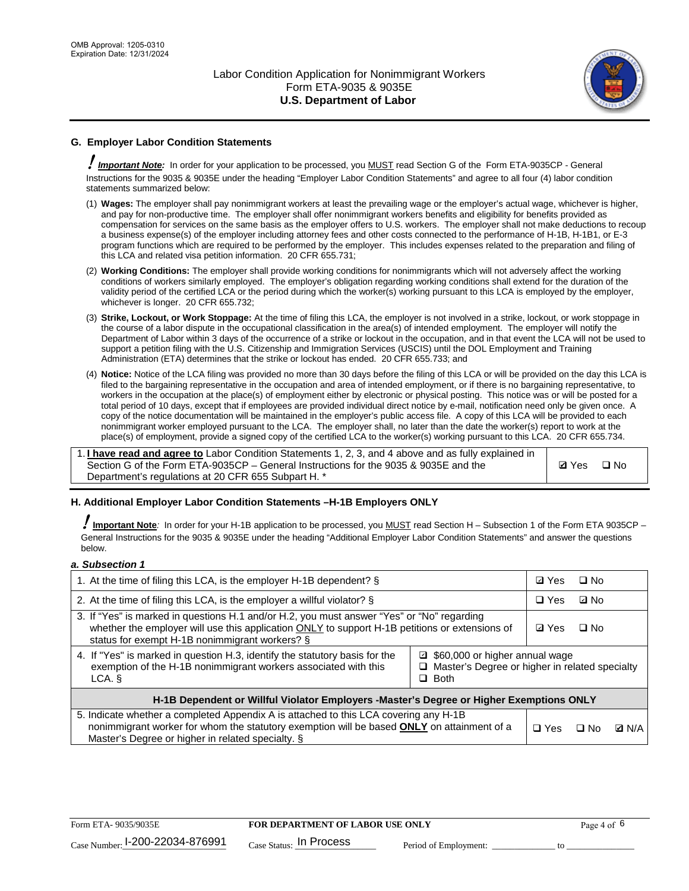## G. Employer Labor Condition Statements

! ***Important Note:*** In order for your application to be processed, you MUST read Section G of the Form ETA-9035CP - General Instructions for the 9035 & 9035E under the heading "Employer Labor Condition Statements" and agree to all four (4) labor condition statements summarized below:

(1) **Wages:** The employer shall pay nonimmigrant workers at least the prevailing wage or the employer's actual wage, whichever is higher, and pay for non-productive time. The employer shall offer nonimmigrant workers benefits and eligibility for benefits provided as compensation for services on the same basis as the employer offers to U.S. workers. The employer shall not make deductions to recoup a business expense(s) of the employer including attorney fees and other costs connected to the performance of H-1B, H-1B1, or E-3 program functions which are required to be performed by the employer. This includes expenses related to the preparation and filing of this LCA and related visa petition information. 20 CFR 655.731;

(2) **Working Conditions:** The employer shall provide working conditions for nonimmigrants which will not adversely affect the working conditions of workers similarly employed. The employer's obligation regarding working conditions shall extend for the duration of the validity period of the certified LCA or the period during which the worker(s) working pursuant to this LCA is employed by the employer, whichever is longer. 20 CFR 655.732;

(3) **Strike, Lockout, or Work Stoppage:** At the time of filing this LCA, the employer is not involved in a strike, lockout, or work stoppage in the course of a labor dispute in the occupational classification in the area(s) of intended employment. The employer will notify the Department of Labor within 3 days of the occurrence of a strike or lockout in the occupation, and in that event the LCA will not be used to support a petition filing with the U.S. Citizenship and Immigration Services (USCIS) until the DOL Employment and Training Administration (ETA) determines that the strike or lockout has ended. 20 CFR 655.733; and

(4) **Notice:** Notice of the LCA filing was provided no more than 30 days before the filing of this LCA or will be provided on the day this LCA is filed to the bargaining representative in the occupation and area of intended employment, or if there is no bargaining representative, to workers in the occupation at the place(s) of employment either by electronic or physical posting. This notice was or will be posted for a total period of 10 days, except that if employees are provided individual direct notice by e-mail, notification need only be given once. A copy of the notice documentation will be maintained in the employer's public access file. A copy of this LCA will be provided to each nonimmigrant worker employed pursuant to the LCA. The employer shall, no later than the date the worker(s) report to work at the place(s) of employment, provide a signed copy of the certified LCA to the worker(s) working pursuant to this LCA. 20 CFR 655.734.

| 1. **I have read and agree to** Labor Condition Statements 1, 2, 3, and 4 above and as fully explained in Section G of the Form ETA-9035CP – General Instructions for the 9035 & 9035E and the Department's regulations at 20 CFR 655 Subpart H. * | ☑ Yes ☐ No |
|---|---|

## H. Additional Employer Labor Condition Statements –H-1B Employers ONLY

! **Important Note**: In order for your H-1B application to be processed, you MUST read Section H – Subsection 1 of the Form ETA 9035CP – General Instructions for the 9035 & 9035E under the heading "Additional Employer Labor Condition Statements" and answer the questions below.

***a. Subsection 1***

| 1. At the time of filing this LCA, is the employer H-1B dependent? § | | ☑ Yes ☐ No |
|---|---|---|
| 2. At the time of filing this LCA, is the employer a willful violator? § | | ☐ Yes ☑ No |
| 3. If "Yes" is marked in questions H.1 and/or H.2, you must answer "Yes" or "No" regarding whether the employer will use this application ONLY to support H-1B petitions or extensions of status for exempt H-1B nonimmigrant workers? § | | ☑ Yes ☐ No |
| 4. If "Yes" is marked in question H.3, identify the statutory basis for the exemption of the H-1B nonimmigrant workers associated with this LCA. § | ☑ $60,000 or higher annual wage<br>☐ Master's Degree or higher in related specialty<br>☐ Both | |
| **H-1B Dependent or Willful Violator Employers -Master's Degree or Higher Exemptions ONLY** | | |
| 5. Indicate whether a completed Appendix A is attached to this LCA covering any H-1B nonimmigrant worker for whom the statutory exemption will be based **ONLY** on attainment of a Master's Degree or higher in related specialty. § | | ☐ Yes ☐ No ☑ N/A |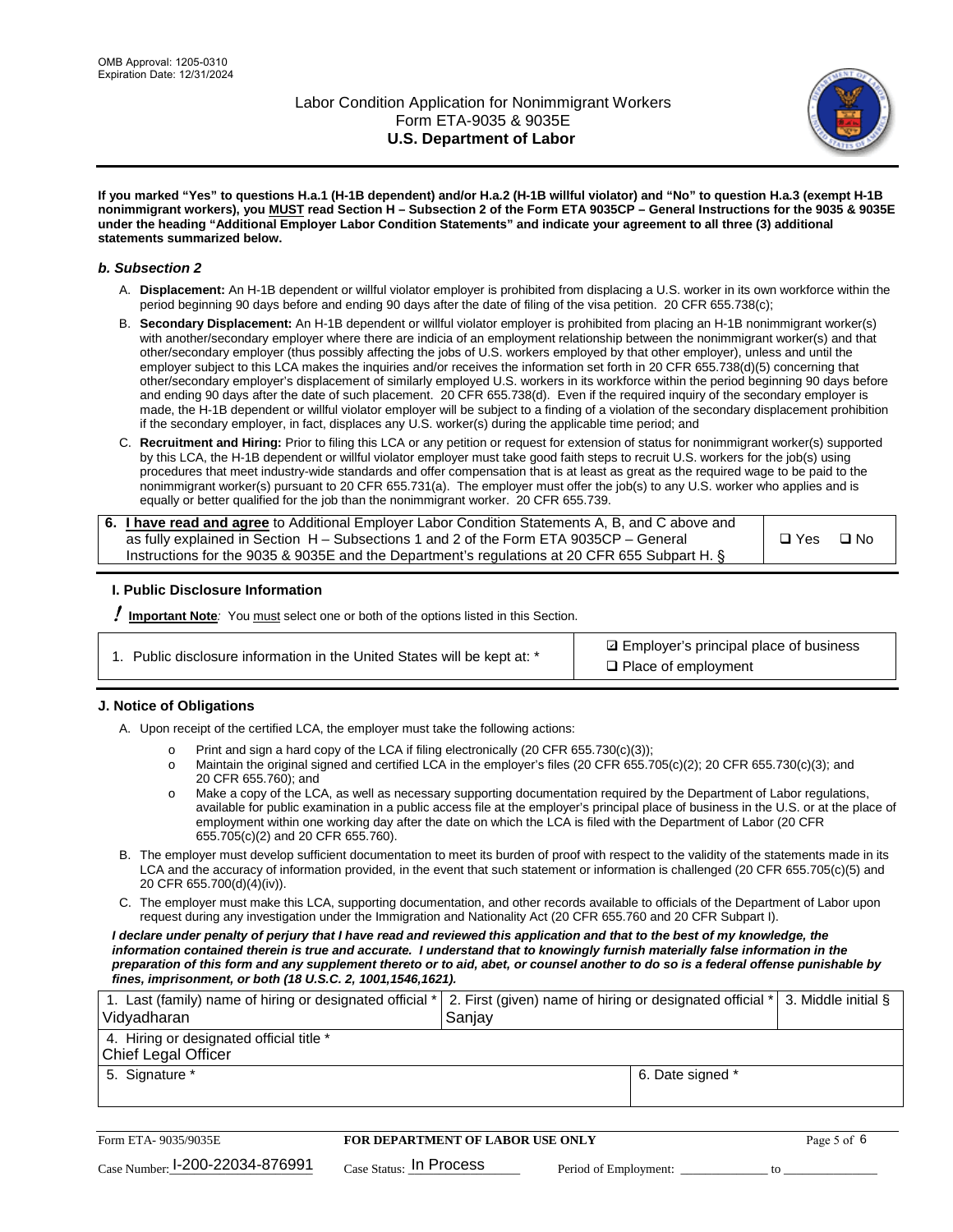**If you marked "Yes" to questions H.a.1 (H-1B dependent) and/or H.a.2 (H-1B willful violator) and "No" to question H.a.3 (exempt H-1B nonimmigrant workers), you MUST read Section H – Subsection 2 of the Form ETA 9035CP – General Instructions for the 9035 & 9035E under the heading "Additional Employer Labor Condition Statements" and indicate your agreement to all three (3) additional statements summarized below.**

### *b. Subsection 2*

A. **Displacement:** An H-1B dependent or willful violator employer is prohibited from displacing a U.S. worker in its own workforce within the period beginning 90 days before and ending 90 days after the date of filing of the visa petition. 20 CFR 655.738(c);

B. **Secondary Displacement:** An H-1B dependent or willful violator employer is prohibited from placing an H-1B nonimmigrant worker(s) with another/secondary employer where there are indicia of an employment relationship between the nonimmigrant worker(s) and that other/secondary employer (thus possibly affecting the jobs of U.S. workers employed by that other employer), unless and until the employer subject to this LCA makes the inquiries and/or receives the information set forth in 20 CFR 655.738(d)(5) concerning that other/secondary employer's displacement of similarly employed U.S. workers in its workforce within the period beginning 90 days before and ending 90 days after the date of such placement. 20 CFR 655.738(d). Even if the required inquiry of the secondary employer is made, the H-1B dependent or willful violator employer will be subject to a finding of a violation of the secondary displacement prohibition if the secondary employer, in fact, displaces any U.S. worker(s) during the applicable time period; and

C. **Recruitment and Hiring:** Prior to filing this LCA or any petition or request for extension of status for nonimmigrant worker(s) supported by this LCA, the H-1B dependent or willful violator employer must take good faith steps to recruit U.S. workers for the job(s) using procedures that meet industry-wide standards and offer compensation that is at least as great as the required wage to be paid to the nonimmigrant worker(s) pursuant to 20 CFR 655.731(a). The employer must offer the job(s) to any U.S. worker who applies and is equally or better qualified for the job than the nonimmigrant worker. 20 CFR 655.739.

| 6. **I have read and agree** to Additional Employer Labor Condition Statements A, B, and C above and as fully explained in Section H – Subsections 1 and 2 of the Form ETA 9035CP – General Instructions for the 9035 & 9035E and the Department's regulations at 20 CFR 655 Subpart H. § | ❑ Yes ❑ No |
|---|---|

### I. Public Disclosure Information

**! Important Note***:* You must select one or both of the options listed in this Section.

| 1. Public disclosure information in the United States will be kept at: * | ☑ Employer's principal place of business<br>❑ Place of employment |
|---|---|

### J. Notice of Obligations

A. Upon receipt of the certified LCA, the employer must take the following actions:

- o Print and sign a hard copy of the LCA if filing electronically (20 CFR 655.730(c)(3));
- o Maintain the original signed and certified LCA in the employer's files (20 CFR 655.705(c)(2); 20 CFR 655.730(c)(3); and 20 CFR 655.760); and
- o Make a copy of the LCA, as well as necessary supporting documentation required by the Department of Labor regulations, available for public examination in a public access file at the employer's principal place of business in the U.S. or at the place of employment within one working day after the date on which the LCA is filed with the Department of Labor (20 CFR 655.705(c)(2) and 20 CFR 655.760).

B. The employer must develop sufficient documentation to meet its burden of proof with respect to the validity of the statements made in its LCA and the accuracy of information provided, in the event that such statement or information is challenged (20 CFR 655.705(c)(5) and 20 CFR 655.700(d)(4)(iv)).

C. The employer must make this LCA, supporting documentation, and other records available to officials of the Department of Labor upon request during any investigation under the Immigration and Nationality Act (20 CFR 655.760 and 20 CFR Subpart I).

***I declare under penalty of perjury that I have read and reviewed this application and that to the best of my knowledge, the information contained therein is true and accurate. I understand that to knowingly furnish materially false information in the preparation of this form and any supplement thereto or to aid, abet, or counsel another to do so is a federal offense punishable by fines, imprisonment, or both (18 U.S.C. 2, 1001,1546,1621).***

| 1. Last (family) name of hiring or designated official *<br>Vidyadharan | 2. First (given) name of hiring or designated official *<br>Sanjay | 3. Middle initial § |
|---|---|---|
| 4. Hiring or designated official title *<br>Chief Legal Officer | | |
| 5. Signature * | 6. Date signed * | |

| Form ETA- 9035/9035E | FOR DEPARTMENT OF LABOR USE ONLY | |
|---|---|---|
| Case Number: I-200-22034-876991 | Case Status: In Process | Period of Employment: _____________ to ______________ |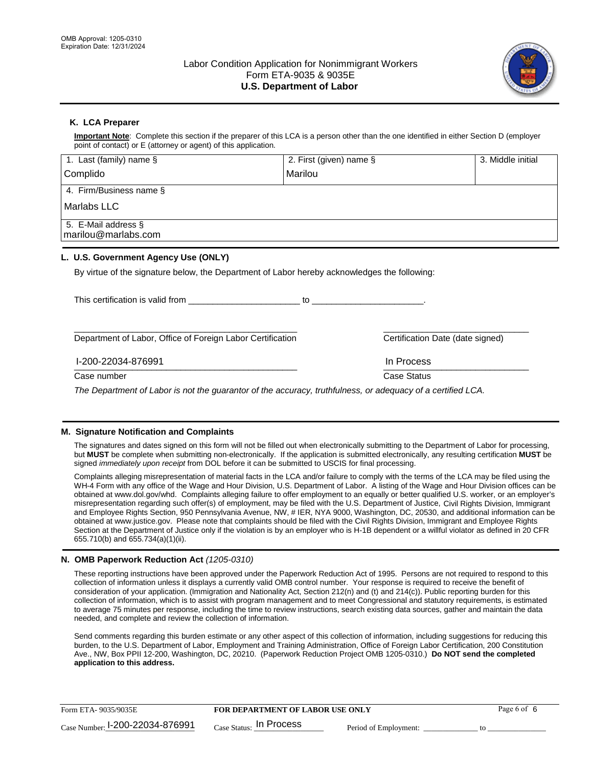OMB Approval: 1205-0310
Expiration Date: 12/31/2024

# Labor Condition Application for Nonimmigrant Workers
# Form ETA-9035 & 9035E
# **U.S. Department of Labor**

## K. LCA Preparer

**Important Note**: Complete this section if the preparer of this LCA is a person other than the one identified in either Section D (employer point of contact) or E (attorney or agent) of this application.

| 1. Last (family) name § | 2. First (given) name § | 3. Middle initial |
|---|---|---|
| Complido | Marilou | |
| 4. Firm/Business name § | | |
| Marlabs LLC | | |
| 5. E-Mail address § | | |
| marilou@marlabs.com | | |

## L. U.S. Government Agency Use (ONLY)

By virtue of the signature below, the Department of Labor hereby acknowledges the following:

This certification is valid from ______________________ to ______________________.

Department of Labor, Office of Foreign Labor Certification — Certification Date (date signed)

I-200-22034-876991 — Case number

In Process — Case Status

*The Department of Labor is not the guarantor of the accuracy, truthfulness, or adequacy of a certified LCA.*

## M. Signature Notification and Complaints

The signatures and dates signed on this form will not be filled out when electronically submitting to the Department of Labor for processing, but **MUST** be complete when submitting non-electronically. If the application is submitted electronically, any resulting certification **MUST** be signed *immediately upon receipt* from DOL before it can be submitted to USCIS for final processing.

Complaints alleging misrepresentation of material facts in the LCA and/or failure to comply with the terms of the LCA may be filed using the WH-4 Form with any office of the Wage and Hour Division, U.S. Department of Labor. A listing of the Wage and Hour Division offices can be obtained at www.dol.gov/whd. Complaints alleging failure to offer employment to an equally or better qualified U.S. worker, or an employer's misrepresentation regarding such offer(s) of employment, may be filed with the U.S. Department of Justice, Civil Rights Division, Immigrant and Employee Rights Section, 950 Pennsylvania Avenue, NW, # IER, NYA 9000, Washington, DC, 20530, and additional information can be obtained at www.justice.gov. Please note that complaints should be filed with the Civil Rights Division, Immigrant and Employee Rights Section at the Department of Justice only if the violation is by an employer who is H-1B dependent or a willful violator as defined in 20 CFR 655.710(b) and 655.734(a)(1)(ii).

## N. OMB Paperwork Reduction Act *(1205-0310)*

These reporting instructions have been approved under the Paperwork Reduction Act of 1995. Persons are not required to respond to this collection of information unless it displays a currently valid OMB control number. Your response is required to receive the benefit of consideration of your application. (Immigration and Nationality Act, Section 212(n) and (t) and 214(c)). Public reporting burden for this collection of information, which is to assist with program management and to meet Congressional and statutory requirements, is estimated to average 75 minutes per response, including the time to review instructions, search existing data sources, gather and maintain the data needed, and complete and review the collection of information.

Send comments regarding this burden estimate or any other aspect of this collection of information, including suggestions for reducing this burden, to the U.S. Department of Labor, Employment and Training Administration, Office of Foreign Labor Certification, 200 Constitution Ave., NW, Box PPII 12-200, Washington, DC, 20210. (Paperwork Reduction Project OMB 1205-0310.) **Do NOT send the completed application to this address.**